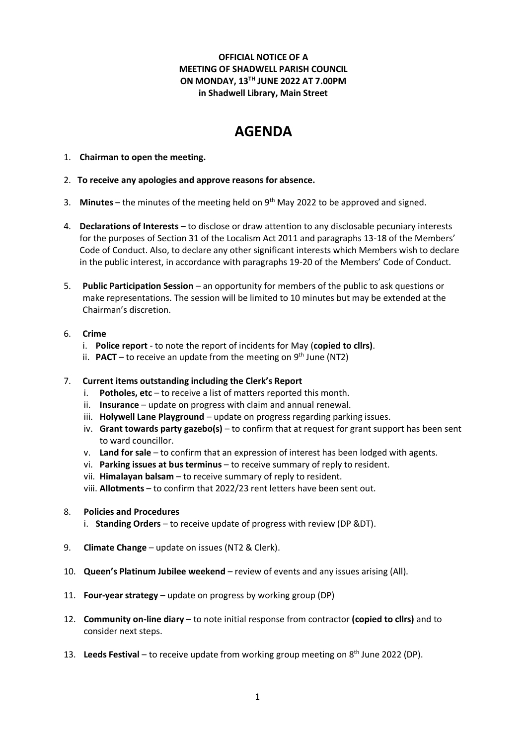**OFFICIAL NOTICE OF A**
**MEETING OF SHADWELL PARISH COUNCIL**
**ON MONDAY, 13TH JUNE 2022 AT 7.00PM**
**in Shadwell Library, Main Street**

# AGENDA

1. **Chairman to open the meeting.**

2. **To receive any apologies and approve reasons for absence.**

3. **Minutes** – the minutes of the meeting held on 9th May 2022 to be approved and signed.

4. **Declarations of Interests** – to disclose or draw attention to any disclosable pecuniary interests for the purposes of Section 31 of the Localism Act 2011 and paragraphs 13-18 of the Members' Code of Conduct. Also, to declare any other significant interests which Members wish to declare in the public interest, in accordance with paragraphs 19-20 of the Members' Code of Conduct.

5. **Public Participation Session** – an opportunity for members of the public to ask questions or make representations. The session will be limited to 10 minutes but may be extended at the Chairman's discretion.

6. **Crime**
   i. **Police report** - to note the report of incidents for May (**copied to cllrs)**.
   ii. **PACT** – to receive an update from the meeting on 9th June (NT2)

7. **Current items outstanding including the Clerk's Report**
   i. **Potholes, etc** – to receive a list of matters reported this month.
   ii. **Insurance** – update on progress with claim and annual renewal.
   iii. **Holywell Lane Playground** – update on progress regarding parking issues.
   iv. **Grant towards party gazebo(s)** – to confirm that at request for grant support has been sent to ward councillor.
   v. **Land for sale** – to confirm that an expression of interest has been lodged with agents.
   vi. **Parking issues at bus terminus** – to receive summary of reply to resident.
   vii. **Himalayan balsam** – to receive summary of reply to resident.
   viii. **Allotments** – to confirm that 2022/23 rent letters have been sent out.

8. **Policies and Procedures**
   i. **Standing Orders** – to receive update of progress with review (DP &DT).

9. **Climate Change** – update on issues (NT2 & Clerk).

10. **Queen's Platinum Jubilee weekend** – review of events and any issues arising (All).

11. **Four-year strategy** – update on progress by working group (DP)

12. **Community on-line diary** – to note initial response from contractor **(copied to cllrs)** and to consider next steps.

13. **Leeds Festival** – to receive update from working group meeting on 8th June 2022 (DP).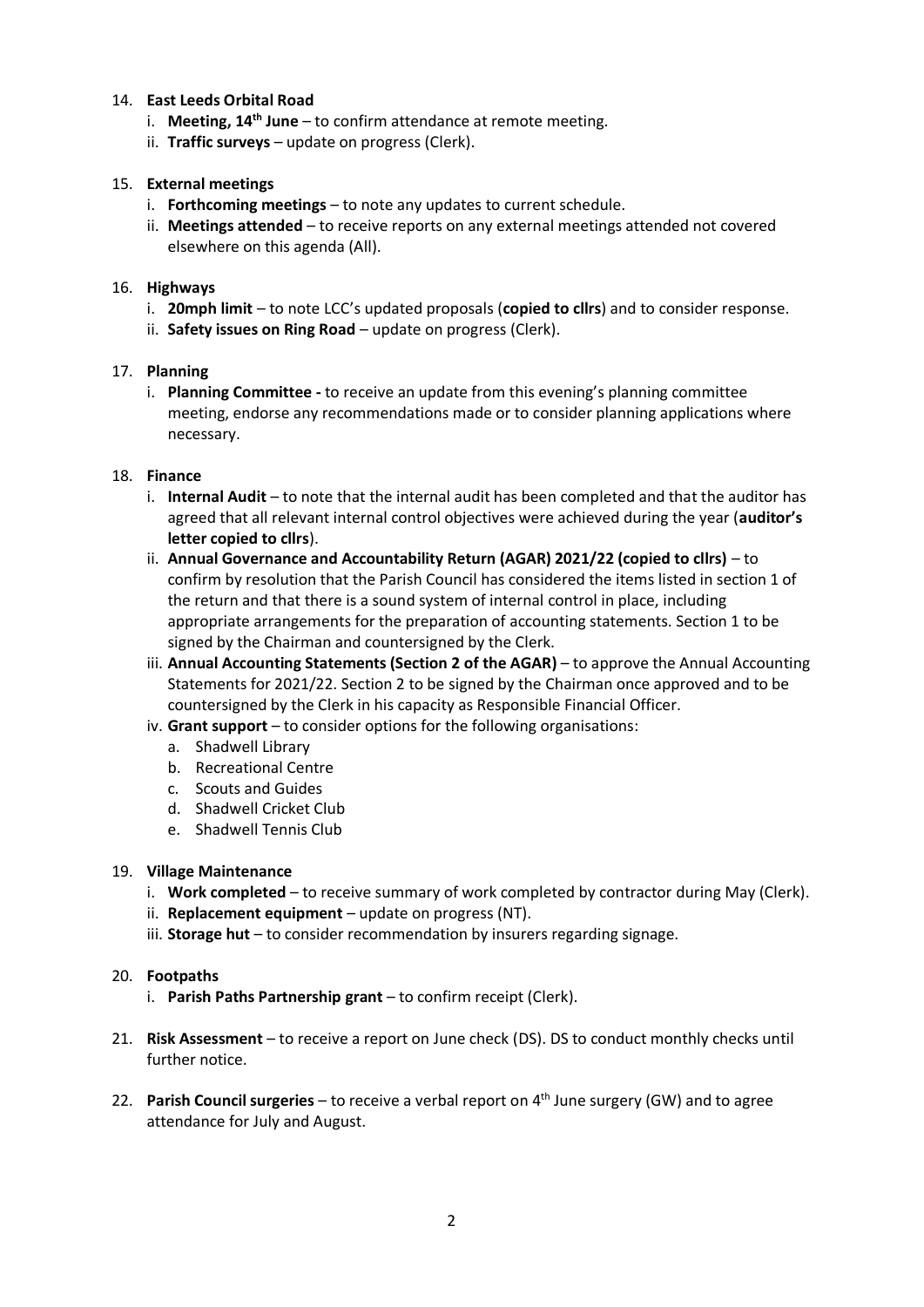14. **East Leeds Orbital Road**
    i. **Meeting, 14th June** – to confirm attendance at remote meeting.
    ii. **Traffic surveys** – update on progress (Clerk).

15. **External meetings**
    i. **Forthcoming meetings** – to note any updates to current schedule.
    ii. **Meetings attended** – to receive reports on any external meetings attended not covered elsewhere on this agenda (All).

16. **Highways**
    i. **20mph limit** – to note LCC's updated proposals (**copied to cllrs**) and to consider response.
    ii. **Safety issues on Ring Road** – update on progress (Clerk).

17. **Planning**
    i. **Planning Committee -** to receive an update from this evening's planning committee meeting, endorse any recommendations made or to consider planning applications where necessary.

18. **Finance**
    i. **Internal Audit** – to note that the internal audit has been completed and that the auditor has agreed that all relevant internal control objectives were achieved during the year (**auditor's letter copied to cllrs**).
    ii. **Annual Governance and Accountability Return (AGAR) 2021/22 (copied to cllrs)** – to confirm by resolution that the Parish Council has considered the items listed in section 1 of the return and that there is a sound system of internal control in place, including appropriate arrangements for the preparation of accounting statements. Section 1 to be signed by the Chairman and countersigned by the Clerk.
    iii. **Annual Accounting Statements (Section 2 of the AGAR)** – to approve the Annual Accounting Statements for 2021/22. Section 2 to be signed by the Chairman once approved and to be countersigned by the Clerk in his capacity as Responsible Financial Officer.
    iv. **Grant support** – to consider options for the following organisations:
        a. Shadwell Library
        b. Recreational Centre
        c. Scouts and Guides
        d. Shadwell Cricket Club
        e. Shadwell Tennis Club

19. **Village Maintenance**
    i. **Work completed** – to receive summary of work completed by contractor during May (Clerk).
    ii. **Replacement equipment** – update on progress (NT).
    iii. **Storage hut** – to consider recommendation by insurers regarding signage.

20. **Footpaths**
    i. **Parish Paths Partnership grant** – to confirm receipt (Clerk).

21. **Risk Assessment** – to receive a report on June check (DS). DS to conduct monthly checks until further notice.

22. **Parish Council surgeries** – to receive a verbal report on 4th June surgery (GW) and to agree attendance for July and August.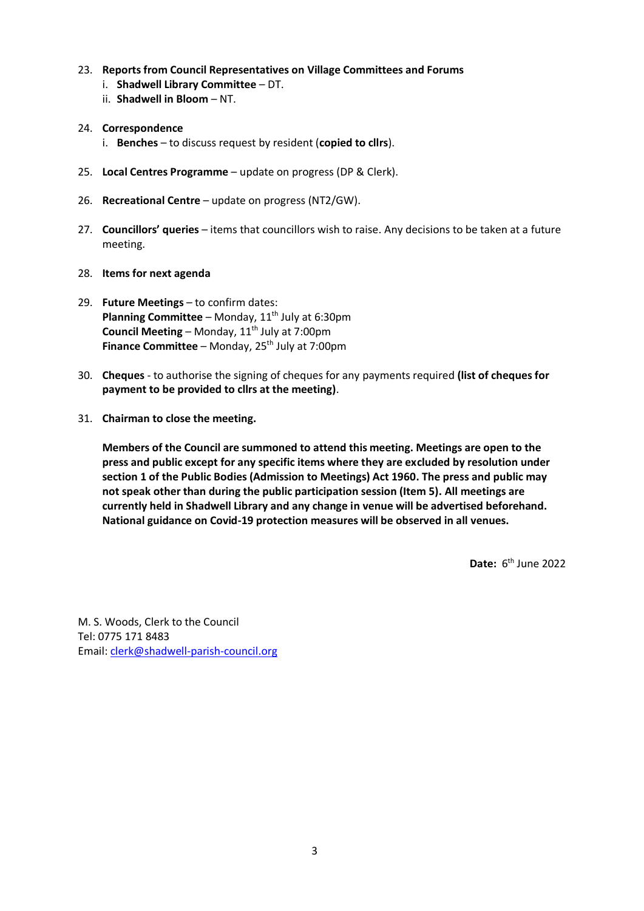23. **Reports from Council Representatives on Village Committees and Forums**
    i. **Shadwell Library Committee** – DT.
    ii. **Shadwell in Bloom** – NT.

24. **Correspondence**
    i. **Benches** – to discuss request by resident (**copied to cllrs**).

25. **Local Centres Programme** – update on progress (DP & Clerk).

26. **Recreational Centre** – update on progress (NT2/GW).

27. **Councillors' queries** – items that councillors wish to raise. Any decisions to be taken at a future meeting.

28. **Items for next agenda**

29. **Future Meetings** – to confirm dates:
    **Planning Committee** – Monday, 11th July at 6:30pm
    **Council Meeting** – Monday, 11th July at 7:00pm
    **Finance Committee** – Monday, 25th July at 7:00pm

30. **Cheques** - to authorise the signing of cheques for any payments required **(list of cheques for payment to be provided to cllrs at the meeting)**.

31. **Chairman to close the meeting.**

**Members of the Council are summoned to attend this meeting. Meetings are open to the press and public except for any specific items where they are excluded by resolution under section 1 of the Public Bodies (Admission to Meetings) Act 1960. The press and public may not speak other than during the public participation session (Item 5). All meetings are currently held in Shadwell Library and any change in venue will be advertised beforehand. National guidance on Covid-19 protection measures will be observed in all venues.**

**Date:** 6th June 2022

M. S. Woods, Clerk to the Council
Tel: 0775 171 8483
Email: clerk@shadwell-parish-council.org